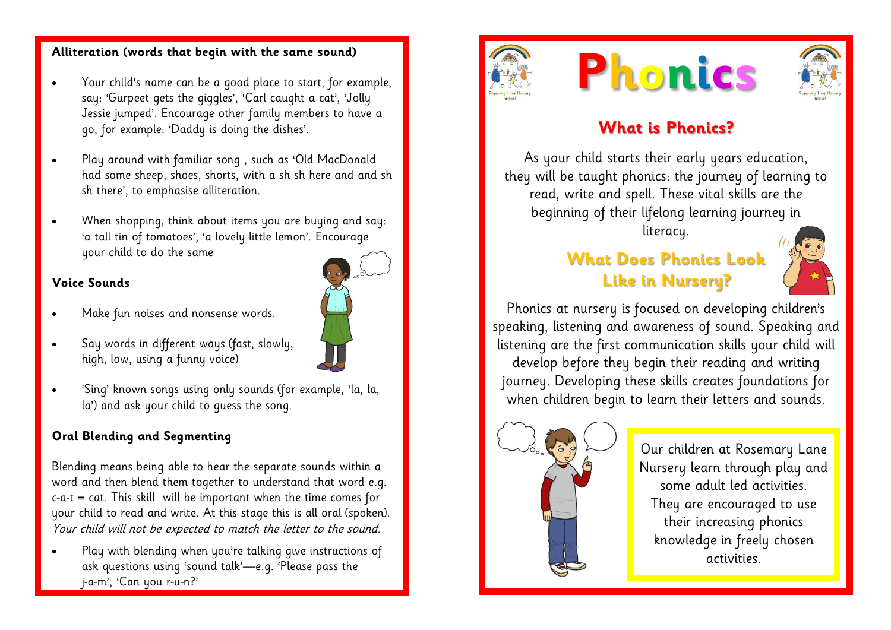**Alliteration (words that begin with the same sound)**

- Your child's name can be a good place to start, for example, say: 'Gurpeet gets the giggles', 'Carl caught a cat', 'Jolly Jessie jumped'. Encourage other family members to have a go, for example: 'Daddy is doing the dishes'.
- Play around with familiar song , such as 'Old MacDonald had some sheep, shoes, shorts, with a sh sh here and and sh sh there', to emphasise alliteration.
- When shopping, think about items you are buying and say: 'a tall tin of tomatoes', 'a lovely little lemon'. Encourage your child to do the same

**Voice Sounds**

- Make fun noises and nonsense words.
- Say words in different ways (fast, slowly, high, low, using a funny voice)
- 'Sing' known songs using only sounds (for example, 'la, la, la') and ask your child to guess the song.

**Oral Blending and Segmenting**

Blending means being able to hear the separate sounds within a word and then blend them together to understand that word e.g. c-a-t = cat. This skill will be important when the time comes for your child to read and write. At this stage this is all oral (spoken). *Your child will not be expected to match the letter to the sound.*

- Play with blending when you're talking give instructions of ask questions using 'sound talk'—e.g. 'Please pass the j-a-m', 'Can you r-u-n?'

Rosemary Lane Nursery School

# Phonics

## What is Phonics?

As your child starts their early years education, they will be taught phonics: the journey of learning to read, write and spell. These vital skills are the beginning of their lifelong learning journey in literacy.

## What Does Phonics Look Like in Nursery?

Phonics at nursery is focused on developing children's speaking, listening and awareness of sound. Speaking and listening are the first communication skills your child will develop before they begin their reading and writing journey. Developing these skills creates foundations for when children begin to learn their letters and sounds.

Our children at Rosemary Lane Nursery learn through play and some adult led activities. They are encouraged to use their increasing phonics knowledge in freely chosen activities.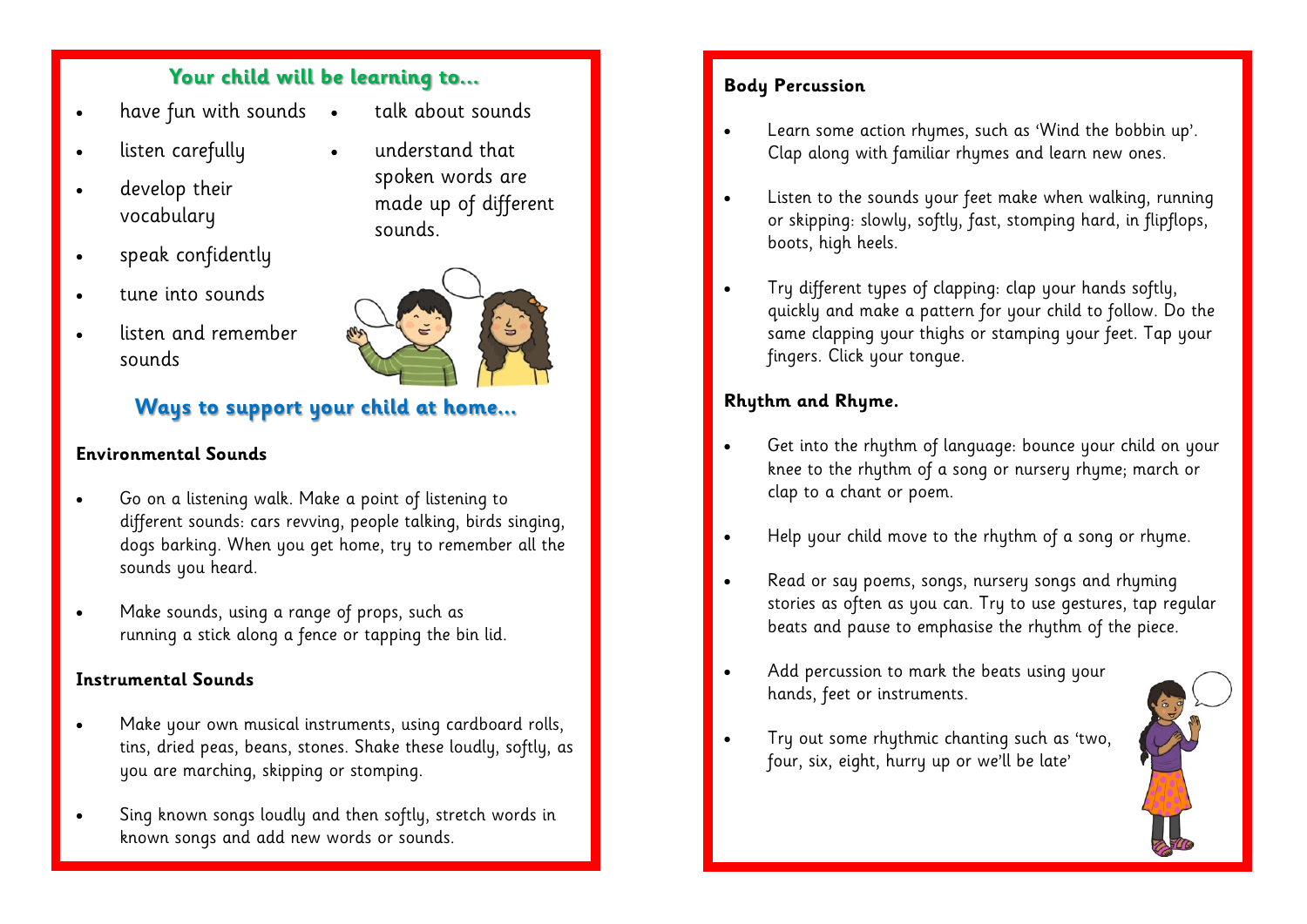## Your child will be learning to...

- have fun with sounds
- listen carefully
- develop their vocabulary
- speak confidently
- tune into sounds
- listen and remember sounds
- talk about sounds
- understand that spoken words are made up of different sounds.

## Ways to support your child at home...

### Environmental Sounds

- Go on a listening walk. Make a point of listening to different sounds: cars revving, people talking, birds singing, dogs barking. When you get home, try to remember all the sounds you heard.
- Make sounds, using a range of props, such as running a stick along a fence or tapping the bin lid.

### Instrumental Sounds

- Make your own musical instruments, using cardboard rolls, tins, dried peas, beans, stones. Shake these loudly, softly, as you are marching, skipping or stomping.
- Sing known songs loudly and then softly, stretch words in known songs and add new words or sounds.

### Body Percussion

- Learn some action rhymes, such as 'Wind the bobbin up'. Clap along with familiar rhymes and learn new ones.
- Listen to the sounds your feet make when walking, running or skipping: slowly, softly, fast, stomping hard, in flipflops, boots, high heels.
- Try different types of clapping: clap your hands softly, quickly and make a pattern for your child to follow. Do the same clapping your thighs or stamping your feet. Tap your fingers. Click your tongue.

### Rhythm and Rhyme.

- Get into the rhythm of language: bounce your child on your knee to the rhythm of a song or nursery rhyme; march or clap to a chant or poem.
- Help your child move to the rhythm of a song or rhyme.
- Read or say poems, songs, nursery songs and rhyming stories as often as you can. Try to use gestures, tap regular beats and pause to emphasise the rhythm of the piece.
- Add percussion to mark the beats using your hands, feet or instruments.
- Try out some rhythmic chanting such as 'two, four, six, eight, hurry up or we'll be late'